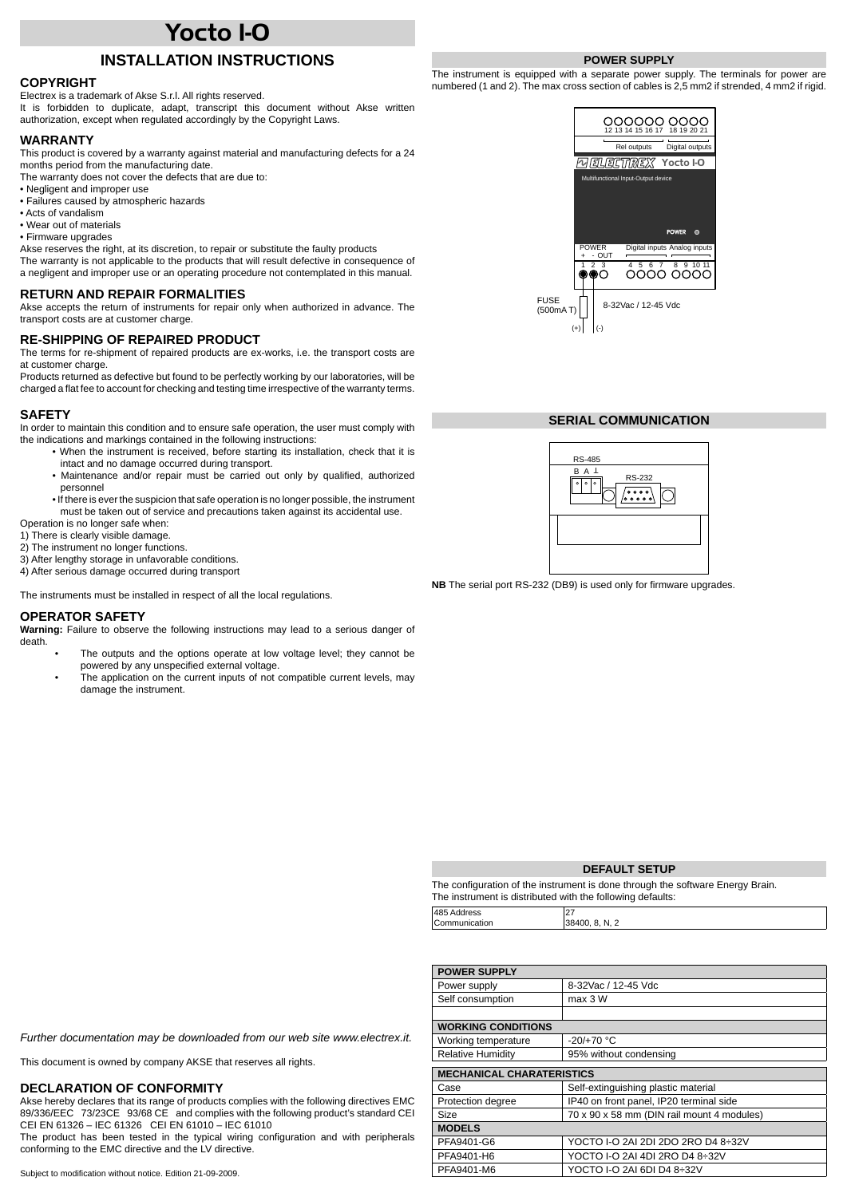# Yocto I-O

## INSTALLATION INSTRUCTIONS

### COPYRIGHT

Electrex is a trademark of Akse S.r.l. All rights reserved.

It is forbidden to duplicate, adapt, transcript this document without Akse written authorization, except when regulated accordingly by the Copyright Laws.

### WARRANTY

This product is covered by a warranty against material and manufacturing defects for a 24 months period from the manufacturing date.

The warranty does not cover the defects that are due to:

- Negligent and improper use
- Failures caused by atmospheric hazards
- Acts of vandalism
- Wear out of materials
- Firmware upgrades

Akse reserves the right, at its discretion, to repair or substitute the faulty products

The warranty is not applicable to the products that will result defective in consequence of a negligent and improper use or an operating procedure not contemplated in this manual.

### RETURN AND REPAIR FORMALITIES

Akse accepts the return of instruments for repair only when authorized in advance. The transport costs are at customer charge.

### RE-SHIPPING OF REPAIRED PRODUCT

The terms for re-shipment of repaired products are ex-works, i.e. the transport costs are at customer charge.

Products returned as defective but found to be perfectly working by our laboratories, will be charged a flat fee to account for checking and testing time irrespective of the warranty terms.

### SAFETY

In order to maintain this condition and to ensure safe operation, the user must comply with the indications and markings contained in the following instructions:

- When the instrument is received, before starting its installation, check that it is intact and no damage occurred during transport.
- Maintenance and/or repair must be carried out only by qualified, authorized personnel
- If there is ever the suspicion that safe operation is no longer possible, the instrument must be taken out of service and precautions taken against its accidental use.

Operation is no longer safe when:

1) There is clearly visible damage.
2) The instrument no longer functions.
3) After lengthy storage in unfavorable conditions.
4) After serious damage occurred during transport

The instruments must be installed in respect of all the local regulations.

### OPERATOR SAFETY

**Warning:** Failure to observe the following instructions may lead to a serious danger of death.

- The outputs and the options operate at low voltage level; they cannot be powered by any unspecified external voltage.
- The application on the current inputs of not compatible current levels, may damage the instrument.

*Further documentation may be downloaded from our web site www.electrex.it.*

This document is owned by company AKSE that reserves all rights.

### DECLARATION OF CONFORMITY

Akse hereby declares that its range of products complies with the following directives EMC 89/336/EEC 73/23CE 93/68 CE and complies with the following product's standard CEI CEI EN 61326 – IEC 61326 CEI EN 61010 – IEC 61010

The product has been tested in the typical wiring configuration and with peripherals conforming to the EMC directive and the LV directive.

Subject to modification without notice. Edition 21-09-2009.

### POWER SUPPLY

The instrument is equipped with a separate power supply. The terminals for power are numbered (1 and 2). The max cross section of cables is 2,5 mm2 if strended, 4 mm2 if rigid.

12 13 14 15 16 17 18 19 20 21
Rel outputs Digital outputs
ELECTREX Yocto I-O
Multifunctional Input-Output device
POWER
POWER + - OUT
Digital inputs Analog inputs
1 2 3 4 5 6 7 8 9 10 11
FUSE (500mA T)
8-32Vac / 12-45 Vdc
(+) (-)

### SERIAL COMMUNICATION

RS-485
B A ⊥
RS-232

**NB** The serial port RS-232 (DB9) is used only for firmware upgrades.

### DEFAULT SETUP

The configuration of the instrument is done through the software Energy Brain.
The instrument is distributed with the following defaults:

| 485 Address | 27 |
|---|---|
| Communication | 38400, 8, N, 2 |

| POWER SUPPLY | |
|---|---|
| Power supply | 8-32Vac / 12-45 Vdc |
| Self consumption | max 3 W |
| | |
| **WORKING CONDITIONS** | |
| Working temperature | -20/+70 °C |
| Relative Humidity | 95% without condensing |
| **MECHANICAL CHARATERISTICS** | |
| Case | Self-extinguishing plastic material |
| Protection degree | IP40 on front panel, IP20 terminal side |
| Size | 70 x 90 x 58 mm (DIN rail mount 4 modules) |
| **MODELS** | |
| PFA9401-G6 | YOCTO I-O 2AI 2DI 2DO 2RO D4 8÷32V |
| PFA9401-H6 | YOCTO I-O 2AI 4DI 2RO D4 8÷32V |
| PFA9401-M6 | YOCTO I-O 2AI 6DI D4 8÷32V |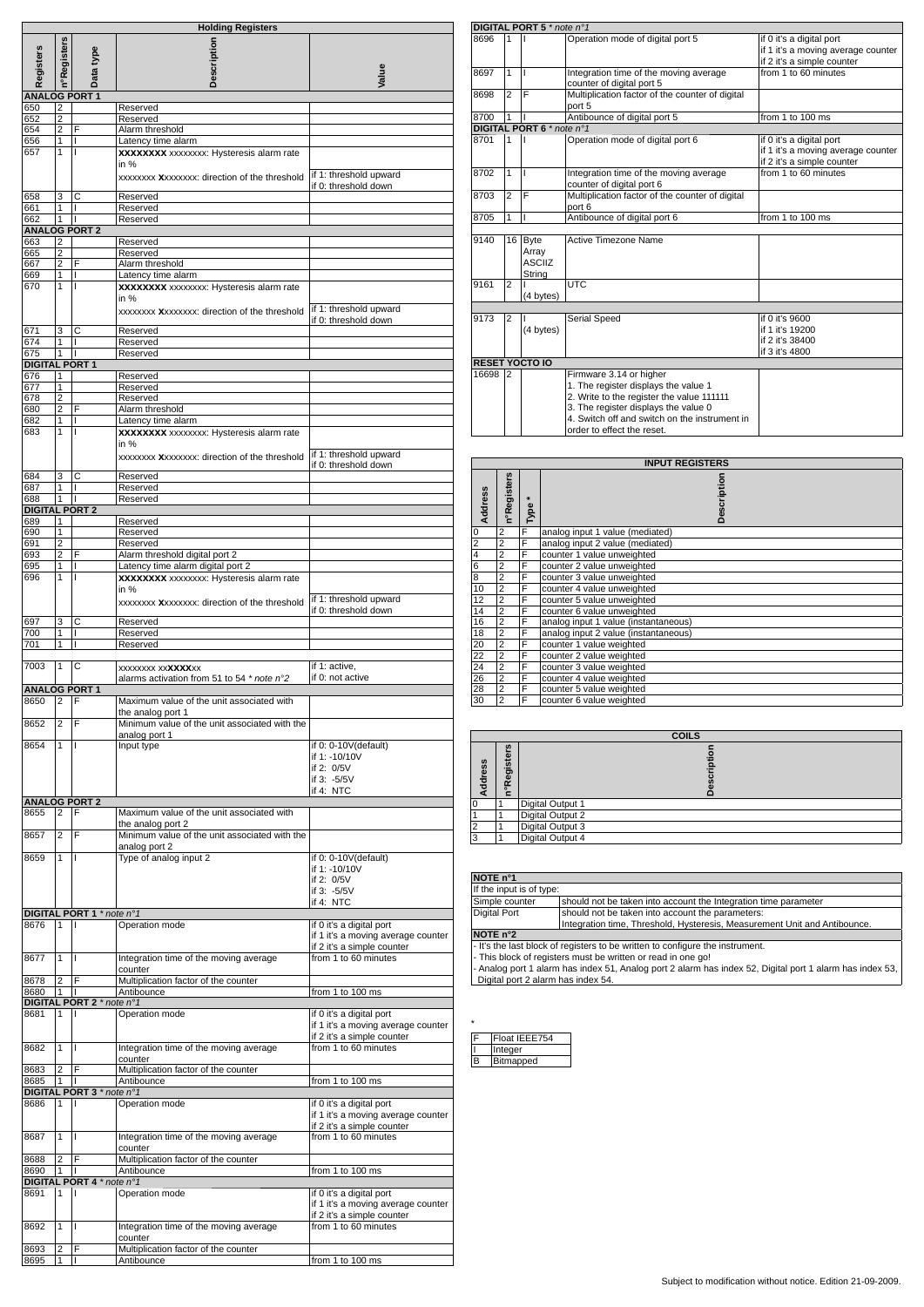## Holding Registers

| Registers | n°Registers | Data type | Description | Value |
|---|---|---|---|---|
| **ANALOG PORT 1** | | | | |
| 650 | 2 | | Reserved | |
| 652 | 2 | | Reserved | |
| 654 | 2 | F | Alarm threshold | |
| 656 | 1 | I | Latency time alarm | |
| 657 | 1 | I | **XXXXXXXX** xxxxxxxx: Hysteresis alarm rate in % | |
| | | | xxxxxxxx **X**xxxxxxx: direction of the threshold | if 1: threshold upward<br>if 0: threshold down |
| 658 | 3 | C | Reserved | |
| 661 | 1 | I | Reserved | |
| 662 | 1 | I | Reserved | |
| **ANALOG PORT 2** | | | | |
| 663 | 2 | | Reserved | |
| 665 | 2 | | Reserved | |
| 667 | 2 | F | Alarm threshold | |
| 669 | 1 | I | Latency time alarm | |
| 670 | 1 | I | **XXXXXXXX** xxxxxxxx: Hysteresis alarm rate in % | |
| | | | xxxxxxxx **X**xxxxxxx: direction of the threshold | if 1: threshold upward<br>if 0: threshold down |
| 671 | 3 | C | Reserved | |
| 674 | 1 | I | Reserved | |
| 675 | 1 | I | Reserved | |
| **DIGITAL PORT 1** | | | | |
| 676 | 1 | | Reserved | |
| 677 | 1 | | Reserved | |
| 678 | 2 | | Reserved | |
| 680 | 2 | F | Alarm threshold | |
| 682 | 1 | I | Latency time alarm | |
| 683 | 1 | I | **XXXXXXXX** xxxxxxxx: Hysteresis alarm rate in % | |
| | | | xxxxxxxx **X**xxxxxxx: direction of the threshold | if 1: threshold upward<br>if 0: threshold down |
| 684 | 3 | C | Reserved | |
| 687 | 1 | I | Reserved | |
| 688 | 1 | I | Reserved | |
| **DIGITAL PORT 2** | | | | |
| 689 | 1 | | Reserved | |
| 690 | 1 | | Reserved | |
| 691 | 2 | | Reserved | |
| 693 | 2 | F | Alarm threshold digital port 2 | |
| 695 | 1 | I | Latency time alarm digital port 2 | |
| 696 | 1 | I | **XXXXXXXX** xxxxxxxx: Hysteresis alarm rate in % | |
| | | | xxxxxxxx **X**xxxxxxx: direction of the threshold | if 1: threshold upward<br>if 0: threshold down |
| 697 | 3 | C | Reserved | |
| 700 | 1 | I | Reserved | |
| 701 | 1 | I | Reserved | |
| 7003 | 1 | C | xxxxxxxx xx**XXXX**xx<br>alarms activation from 51 to 54 * note n°2 | if 1: active,<br>if 0: not active |
| **ANALOG PORT 1** | | | | |
| 8650 | 2 | F | Maximum value of the unit associated with the analog port 1 | |
| 8652 | 2 | F | Minimum value of the unit associated with the analog port 1 | |
| 8654 | 1 | I | Input type | if 0: 0-10V(default)<br>if 1: -10/10V<br>if 2: 0/5V<br>if 3: -5/5V<br>if 4: NTC |
| **ANALOG PORT 2** | | | | |
| 8655 | 2 | F | Maximum value of the unit associated with the analog port 2 | |
| 8657 | 2 | F | Minimum value of the unit associated with the analog port 2 | |
| 8659 | 1 | I | Type of analog input 2 | if 0: 0-10V(default)<br>if 1: -10/10V<br>if 2: 0/5V<br>if 3: -5/5V<br>if 4: NTC |
| **DIGITAL PORT 1** * note n°1 | | | | |
| 8676 | 1 | I | Operation mode | if 0 it's a digital port<br>if 1 it's a moving average counter<br>if 2 it's a simple counter |
| 8677 | 1 | I | Integration time of the moving average counter | from 1 to 60 minutes |
| 8678 | 2 | F | Multiplication factor of the counter | |
| 8680 | 1 | I | Antibounce | from 1 to 100 ms |
| **DIGITAL PORT 2** * note n°1 | | | | |
| 8681 | 1 | I | Operation mode | if 0 it's a digital port<br>if 1 it's a moving average counter<br>if 2 it's a simple counter |
| 8682 | 1 | I | Integration time of the moving average counter | from 1 to 60 minutes |
| 8683 | 2 | F | Multiplication factor of the counter | |
| 8685 | 1 | I | Antibounce | from 1 to 100 ms |
| **DIGITAL PORT 3** * note n°1 | | | | |
| 8686 | 1 | I | Operation mode | if 0 it's a digital port<br>if 1 it's a moving average counter<br>if 2 it's a simple counter |
| 8687 | 1 | I | Integration time of the moving average counter | from 1 to 60 minutes |
| 8688 | 2 | F | Multiplication factor of the counter | |
| 8690 | 1 | I | Antibounce | from 1 to 100 ms |
| **DIGITAL PORT 4** * note n°1 | | | | |
| 8691 | 1 | I | Operation mode | if 0 it's a digital port<br>if 1 it's a moving average counter<br>if 2 it's a simple counter |
| 8692 | 1 | I | Integration time of the moving average counter | from 1 to 60 minutes |
| 8693 | 2 | F | Multiplication factor of the counter | |
| 8695 | 1 | I | Antibounce | from 1 to 100 ms |
| **DIGITAL PORT 5** * note n°1 | | | | |
| 8696 | 1 | I | Operation mode of digital port 5 | if 0 it's a digital port<br>if 1 it's a moving average counter<br>if 2 it's a simple counter |
| 8697 | 1 | I | Integration time of the moving average counter of digital port 5 | from 1 to 60 minutes |
| 8698 | 2 | F | Multiplication factor of the counter of digital port 5 | |
| 8700 | 1 | I | Antibounce of digital port 5 | from 1 to 100 ms |
| **DIGITAL PORT 6** * note n°1 | | | | |
| 8701 | 1 | I | Operation mode of digital port 6 | if 0 it's a digital port<br>if 1 it's a moving average counter<br>if 2 it's a simple counter |
| 8702 | 1 | I | Integration time of the moving average counter of digital port 6 | from 1 to 60 minutes |
| 8703 | 2 | F | Multiplication factor of the counter of digital port 6 | |
| 8705 | 1 | I | Antibounce of digital port 6 | from 1 to 100 ms |
| 9140 | 16 | Byte Array ASCIIZ String | Active Timezone Name | |
| 9161 | 2 | I (4 bytes) | UTC | |
| 9173 | 2 | I (4 bytes) | Serial Speed | if 0 it's 9600<br>if 1 it's 19200<br>if 2 it's 38400<br>if 3 it's 4800 |
| **RESET YOCTO IO** | | | | |
| 16698 | 2 | | Firmware 3.14 or higher<br>1. The register displays the value 1<br>2. Write to the register the value 111111<br>3. The register displays the value 0<br>4. Switch off and switch on the instrument in order to effect the reset. | |

## INPUT REGISTERS

| Address | n°Registers | Type * | Description |
|---|---|---|---|
| 0 | 2 | F | analog input 1 value (mediated) |
| 2 | 2 | F | analog input 2 value (mediated) |
| 4 | 2 | F | counter 1 value unweighted |
| 6 | 2 | F | counter 2 value unweighted |
| 8 | 2 | F | counter 3 value unweighted |
| 10 | 2 | F | counter 4 value unweighted |
| 12 | 2 | F | counter 5 value unweighted |
| 14 | 2 | F | counter 6 value unweighted |
| 16 | 2 | F | analog input 1 value (instantaneous) |
| 18 | 2 | F | analog input 2 value (instantaneous) |
| 20 | 2 | F | counter 1 value weighted |
| 22 | 2 | F | counter 2 value weighted |
| 24 | 2 | F | counter 3 value weighted |
| 26 | 2 | F | counter 4 value weighted |
| 28 | 2 | F | counter 5 value weighted |
| 30 | 2 | F | counter 6 value weighted |

## COILS

| Address | n°Registers | Description |
|---|---|---|
| 0 | 1 | Digital Output 1 |
| 1 | 1 | Digital Output 2 |
| 2 | 1 | Digital Output 3 |
| 3 | 1 | Digital Output 4 |

**NOTE n°1**

If the input is of type:

| | |
|---|---|
| Simple counter | should not be taken into account the Integration time parameter |
| Digital Port | should not be taken into account the parameters:<br>Integration time, Threshold, Hysteresis, Measurement Unit and Antibounce. |

**NOTE n°2**

- It's the last block of registers to be written to configure the instrument.
- This block of registers must be written or read in one go!
- Analog port 1 alarm has index 51, Analog port 2 alarm has index 52, Digital port 1 alarm has index 53, Digital port 2 alarm has index 54.

*

| | |
|---|---|
| F | Float IEEE754 |
| I | Integer |
| B | Bitmapped |

Subject to modification without notice. Edition 21-09-2009.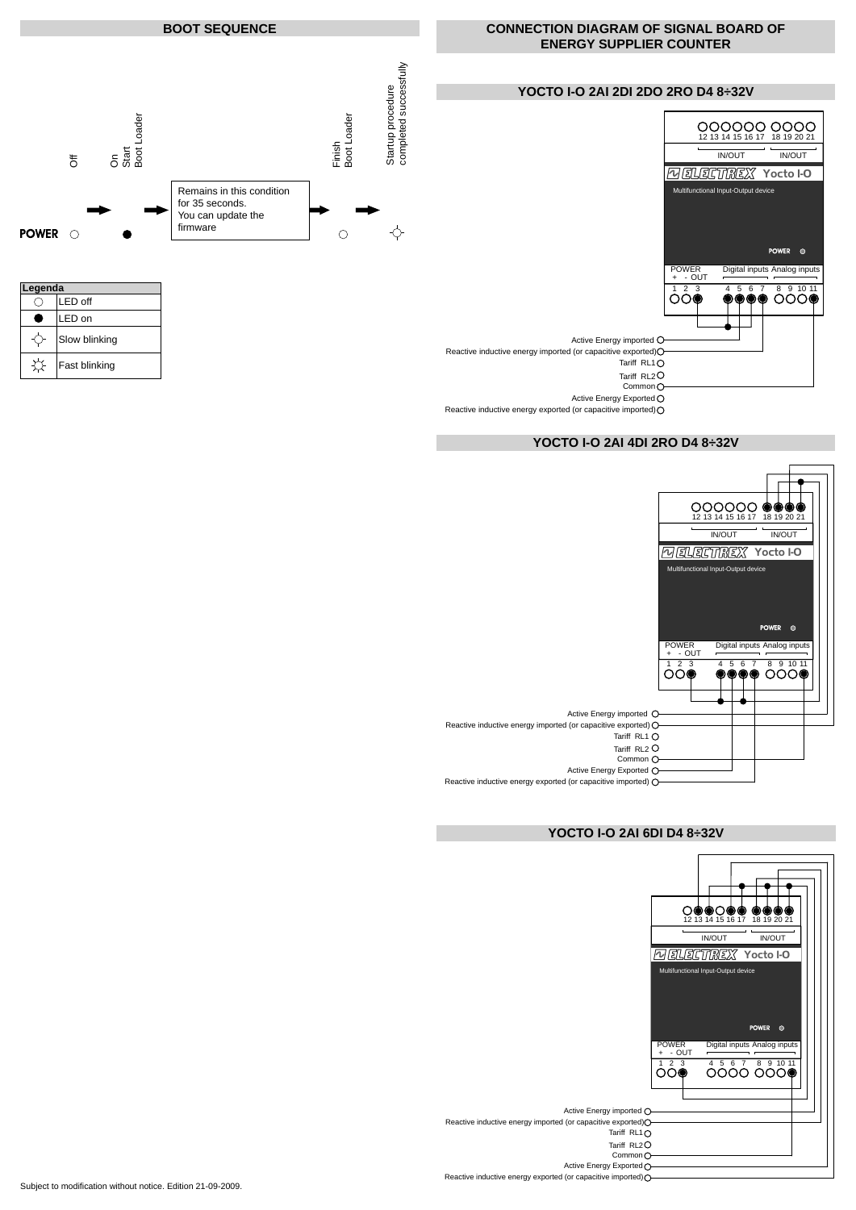## BOOT SEQUENCE

Off — On / Start / Boot Loader — Finish / Boot Loader — Startup procedure completed successfully

POWER

Remains in this condition for 35 seconds.
You can update the firmware

| Legenda | |
|---|---|
| ○ | LED off |
| ● | LED on |
| ✧ | Slow blinking |
| ✧ | Fast blinking |

## CONNECTION DIAGRAM OF SIGNAL BOARD OF ENERGY SUPPLIER COUNTER

### YOCTO I-O 2AI 2DI 2DO 2RO D4 8÷32V

12 13 14 15 16 17 18 19 20 21

IN/OUT IN/OUT

ELECTREX Yocto I-O

Multifunctional Input-Output device

POWER

POWER + - OUT — Digital inputs — Analog inputs

1 2 3 4 5 6 7 8 9 10 11

- Active Energy imported
- Reactive inductive energy imported (or capacitive exported)
- Tariff RL1
- Tariff RL2
- Common
- Active Energy Exported
- Reactive inductive energy exported (or capacitive imported)

### YOCTO I-O 2AI 4DI 2RO D4 8÷32V

12 13 14 15 16 17 18 19 20 21

IN/OUT IN/OUT

ELECTREX Yocto I-O

Multifunctional Input-Output device

POWER

POWER + - OUT — Digital inputs — Analog inputs

1 2 3 4 5 6 7 8 9 10 11

- Active Energy imported
- Reactive inductive energy imported (or capacitive exported)
- Tariff RL1
- Tariff RL2
- Common
- Active Energy Exported
- Reactive inductive energy exported (or capacitive imported)

### YOCTO I-O 2AI 6DI D4 8÷32V

12 13 14 15 16 17 18 19 20 21

IN/OUT IN/OUT

ELECTREX Yocto I-O

Multifunctional Input-Output device

POWER

POWER + - OUT — Digital inputs — Analog inputs

1 2 3 4 5 6 7 8 9 10 11

- Active Energy imported
- Reactive inductive energy imported (or capacitive exported)
- Tariff RL1
- Tariff RL2
- Common
- Active Energy Exported
- Reactive inductive energy exported (or capacitive imported)

Subject to modification without notice. Edition 21-09-2009.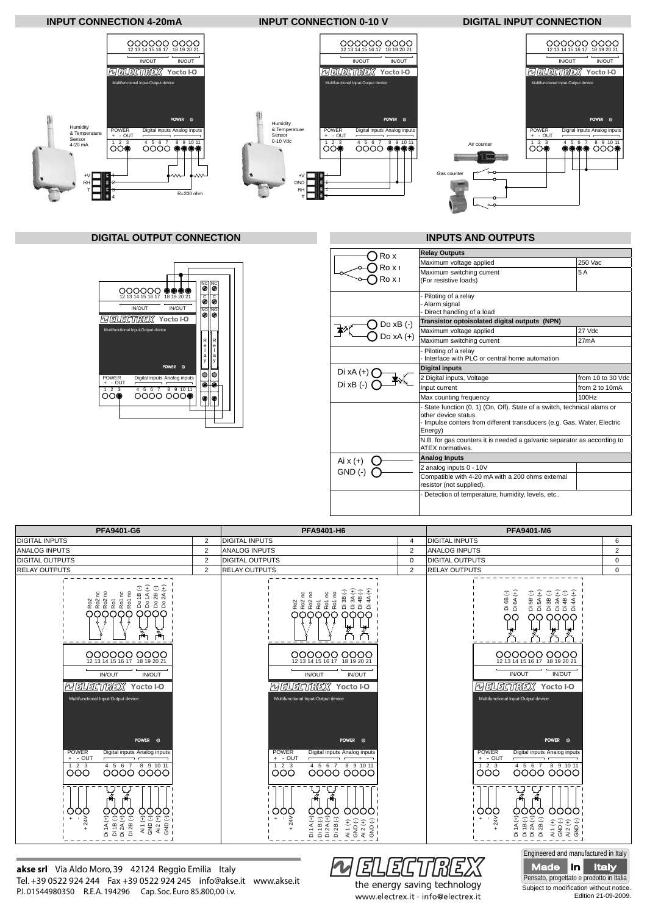## INPUT CONNECTION 4-20mA

Humidity & Temperature Sensor 4-20 mA

+V RH T

R=200 ohm

## INPUT CONNECTION 0-10 V

Humidity & Temperature Sensor 0-10 Vdc

+V GND RH T

## DIGITAL INPUT CONNECTION

Air counter

Gas counter

## DIGITAL OUTPUT CONNECTION

## INPUTS AND OUTPUTS

| | | |
|---|---|---|
| Ro x / Ro x I / Ro x I | **Relay Outputs** | |
| | Maximum voltage applied | 250 Vac |
| | Maximum switching current (For resistive loads) | 5 A |
| | - Piloting of a relay<br>- Alarm signal<br>- Direct handling of a load | |
| Do xB (-) / Do xA (+) | **Transistor optoisolated digital outputs (NPN)** | |
| | Maximum voltage applied | 27 Vdc |
| | Maximum switching current | 27mA |
| | - Piloting of a relay<br>- Interface with PLC or central home automation | |
| Di xA (+) / Di xB (-) | **Digital inputs** | |
| | 2 Digital inputs, Voltage | from 10 to 30 Vdc |
| | Input current | from 2 to 10mA |
| | Max counting frequency | 100Hz |
| | - State function (0, 1) (On, Off). State of a switch, technical alams or other device status<br>- Impulse conters from different transducers (e.g. Gas, Water, Electric Energy) | |
| | N.B. for gas counters it is needed a galvanic separator as according to ATEX normatives. | |
| Ai x (+) / GND (-) | **Analog Inputs** | |
| | 2 analog inputs 0 - 10V | |
| | Compatible with 4-20 mA with a 200 ohms external resistor (not supplied). | |
| | - Detection of temperature, humidity, levels, etc.. | |

| PFA9401-G6 | | PFA9401-H6 | | PFA9401-M6 | |
|---|---|---|---|---|---|
| DIGITAL INPUTS | 2 | DIGITAL INPUTS | 4 | DIGITAL INPUTS | 6 |
| ANALOG INPUTS | 2 | ANALOG INPUTS | 2 | ANALOG INPUTS | 2 |
| DIGITAL OUTPUTS | 2 | DIGITAL OUTPUTS | 0 | DIGITAL OUTPUTS | 0 |
| RELAY OUTPUTS | 2 | RELAY OUTPUTS | 2 | RELAY OUTPUTS | 0 |

PFA9401-G6: Ro2, Ro2 nc, Ro2 no, Ro1, Ro1 nc, Ro1 no, Do 1B (-), Do 1A (+), Do 2B (-), Do 2A (+) — + -, + 24V, Di 1A (+), Di 1B (-), Di 2A (+), Di 2B (-), AI 1 (+), GND (-), AI 2 (+), GND (-)

PFA9401-H6: Ro2, Ro2 nc, Ro2 no, Ro1, Ro1 nc, Ro1 no, Di 3B (-), Di 3A (+), Di 4B (-), Di 4A (+) — + -, + 24V, Di 1A (+), Di 1B (-), Di 2A (+), Di 2B (-), Ai 1 (+), GND (-), AI 2 (+), GND (-)

PFA9401-M6: Di 6B (-), Di 6A (+), Di 5B (-), Di 5A (+), Di 3B (-), Di 3A (+), Di 4B (-), Di 4A (+) — + -, + 24V, Di 1A (+), Di 1B (-), Di 2A (+), Di 2B (-), Ai 1 (+), GND (-), AI 2 (+), GND (-)

ELECTREX Yocto I-O — Multifunctional Input-Output device — POWER — IN/OUT — POWER + - OUT — Digital inputs — Analog inputs

**akse srl** Via Aldo Moro, 39 42124 Reggio Emilia Italy
Tel. +39 0522 924 244 Fax +39 0522 924 245 info@akse.it www.akse.it
P.I. 01544980350 R.E.A. 194296 Cap. Soc. Euro 85.800,00 i.v.

ELECTREX the energy saving technology
www.electrex.it - info@electrex.it

Engineered and manufactured in Italy
Made In Italy
Pensato, progettato e prodotto in Italia

Subject to modification without notice.
Edition 21-09-2009.